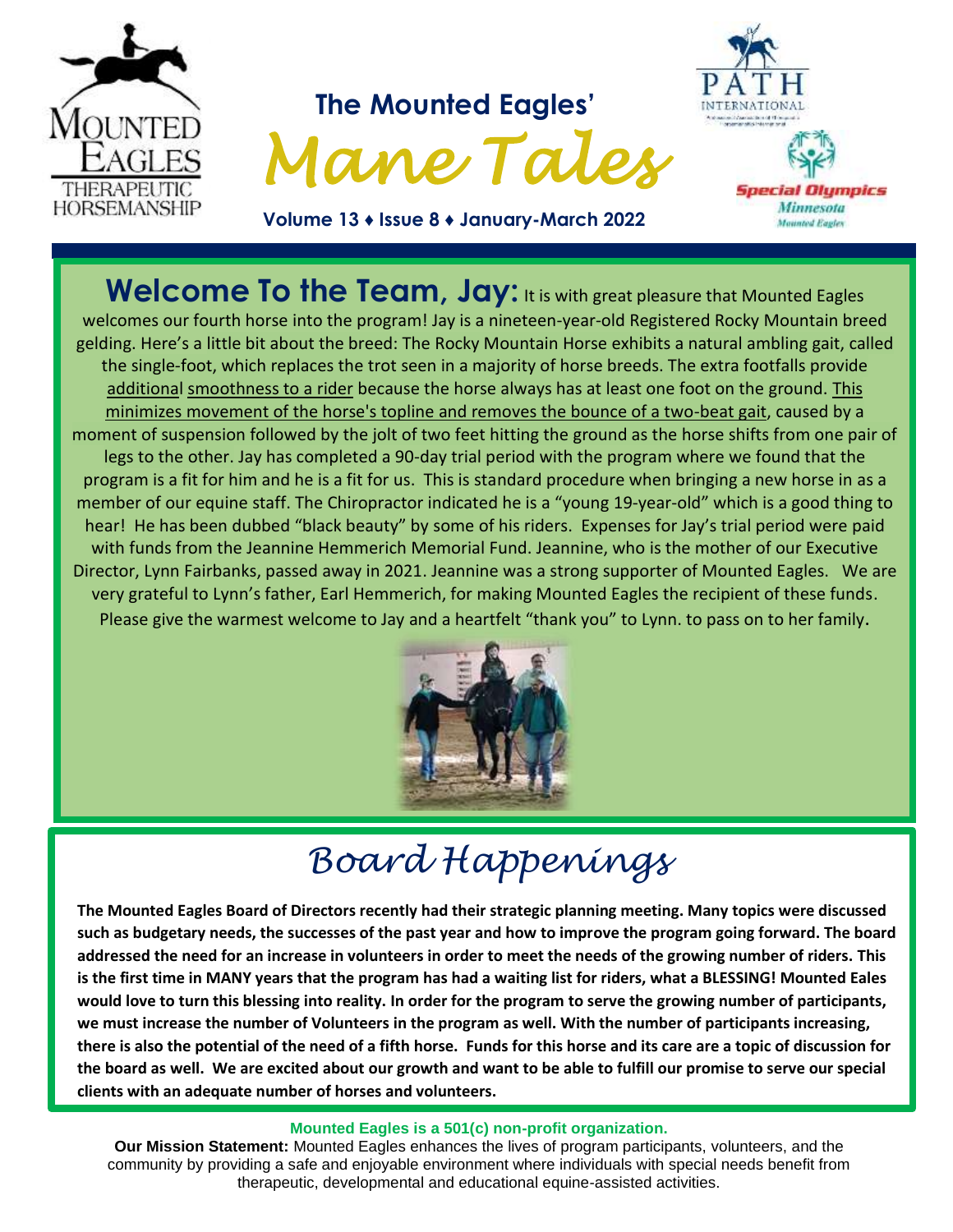# The Mounted Eagles' *Mane Tales*

**Volume 13 ♦ Issue 8 ♦ January-March 2022**

## Welcome To the Team, Jay:

It is with great pleasure that Mounted Eagles welcomes our fourth horse into the program! Jay is a nineteen-year-old Registered Rocky Mountain breed gelding. Here's a little bit about the breed: The Rocky Mountain Horse exhibits a natural ambling gait, called the single-foot, which replaces the trot seen in a majority of horse breeds. The extra footfalls provide additional smoothness to a rider because the horse always has at least one foot on the ground. This minimizes movement of the horse's topline and removes the bounce of a two-beat gait, caused by a moment of suspension followed by the jolt of two feet hitting the ground as the horse shifts from one pair of legs to the other. Jay has completed a 90-day trial period with the program where we found that the program is a fit for him and he is a fit for us. This is standard procedure when bringing a new horse in as a member of our equine staff. The Chiropractor indicated he is a "young 19-year-old" which is a good thing to hear! He has been dubbed "black beauty" by some of his riders. Expenses for Jay's trial period were paid with funds from the Jeannine Hemmerich Memorial Fund. Jeannine, who is the mother of our Executive Director, Lynn Fairbanks, passed away in 2021. Jeannine was a strong supporter of Mounted Eagles. We are very grateful to Lynn's father, Earl Hemmerich, for making Mounted Eagles the recipient of these funds. Please give the warmest welcome to Jay and a heartfelt "thank you" to Lynn. to pass on to her family.

## *Board Happenings*

**The Mounted Eagles Board of Directors recently had their strategic planning meeting. Many topics were discussed such as budgetary needs, the successes of the past year and how to improve the program going forward. The board addressed the need for an increase in volunteers in order to meet the needs of the growing number of riders. This is the first time in MANY years that the program has had a waiting list for riders, what a BLESSING! Mounted Eales would love to turn this blessing into reality. In order for the program to serve the growing number of participants, we must increase the number of Volunteers in the program as well. With the number of participants increasing, there is also the potential of the need of a fifth horse. Funds for this horse and its care are a topic of discussion for the board as well. We are excited about our growth and want to be able to fulfill our promise to serve our special clients with an adequate number of horses and volunteers.**

**Mounted Eagles is a 501(c) non-profit organization.**

**Our Mission Statement:** Mounted Eagles enhances the lives of program participants, volunteers, and the community by providing a safe and enjoyable environment where individuals with special needs benefit from therapeutic, developmental and educational equine-assisted activities.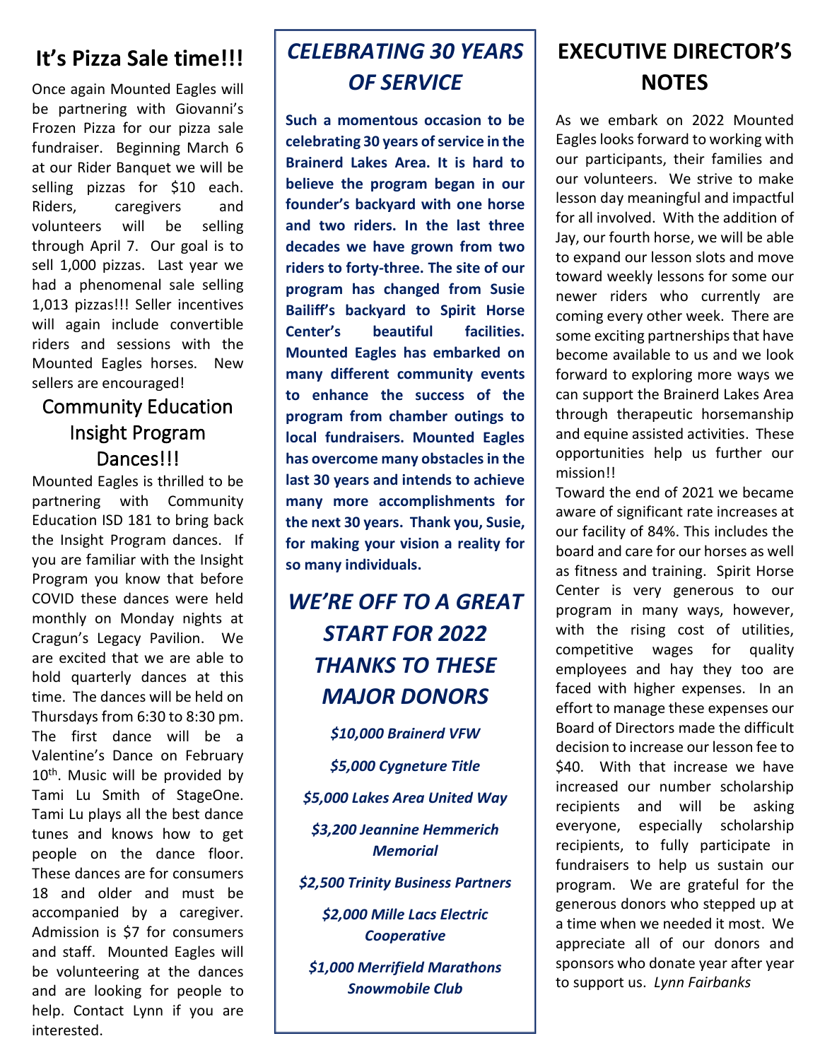## It's Pizza Sale time!!!

Once again Mounted Eagles will be partnering with Giovanni's Frozen Pizza for our pizza sale fundraiser. Beginning March 6 at our Rider Banquet we will be selling pizzas for $10 each. Riders, caregivers and volunteers will be selling through April 7. Our goal is to sell 1,000 pizzas. Last year we had a phenomenal sale selling 1,013 pizzas!!! Seller incentives will again include convertible riders and sessions with the Mounted Eagles horses. New sellers are encouraged!

## Community Education Insight Program Dances!!!

Mounted Eagles is thrilled to be partnering with Community Education ISD 181 to bring back the Insight Program dances. If you are familiar with the Insight Program you know that before COVID these dances were held monthly on Monday nights at Cragun's Legacy Pavilion. We are excited that we are able to hold quarterly dances at this time. The dances will be held on Thursdays from 6:30 to 8:30 pm. The first dance will be a Valentine's Dance on February 10th. Music will be provided by Tami Lu Smith of StageOne. Tami Lu plays all the best dance tunes and knows how to get people on the dance floor. These dances are for consumers 18 and older and must be accompanied by a caregiver. Admission is $7 for consumers and staff. Mounted Eagles will be volunteering at the dances and are looking for people to help. Contact Lynn if you are interested.

## *CELEBRATING 30 YEARS OF SERVICE*

**Such a momentous occasion to be celebrating 30 years of service in the Brainerd Lakes Area. It is hard to believe the program began in our founder's backyard with one horse and two riders. In the last three decades we have grown from two riders to forty-three. The site of our program has changed from Susie Bailiff's backyard to Spirit Horse Center's beautiful facilities. Mounted Eagles has embarked on many different community events to enhance the success of the program from chamber outings to local fundraisers. Mounted Eagles has overcome many obstacles in the last 30 years and intends to achieve many more accomplishments for the next 30 years. Thank you, Susie, for making your vision a reality for so many individuals.**

## *WE'RE OFF TO A GREAT START FOR 2022 THANKS TO THESE MAJOR DONORS*

***$10,000 Brainerd VFW***

***$5,000 Cygneture Title***

***$5,000 Lakes Area United Way***

***$3,200 Jeannine Hemmerich Memorial***

***$2,500 Trinity Business Partners***

***$2,000 Mille Lacs Electric Cooperative***

***$1,000 Merrifield Marathons Snowmobile Club***

## EXECUTIVE DIRECTOR'S NOTES

As we embark on 2022 Mounted Eagles looks forward to working with our participants, their families and our volunteers. We strive to make lesson day meaningful and impactful for all involved. With the addition of Jay, our fourth horse, we will be able to expand our lesson slots and move toward weekly lessons for some our newer riders who currently are coming every other week. There are some exciting partnerships that have become available to us and we look forward to exploring more ways we can support the Brainerd Lakes Area through therapeutic horsemanship and equine assisted activities. These opportunities help us further our mission!!

Toward the end of 2021 we became aware of significant rate increases at our facility of 84%. This includes the board and care for our horses as well as fitness and training. Spirit Horse Center is very generous to our program in many ways, however, with the rising cost of utilities, competitive wages for quality employees and hay they too are faced with higher expenses. In an effort to manage these expenses our Board of Directors made the difficult decision to increase our lesson fee to $40. With that increase we have increased our number scholarship recipients and will be asking everyone, especially scholarship recipients, to fully participate in fundraisers to help us sustain our program. We are grateful for the generous donors who stepped up at a time when we needed it most. We appreciate all of our donors and sponsors who donate year after year to support us. *Lynn Fairbanks*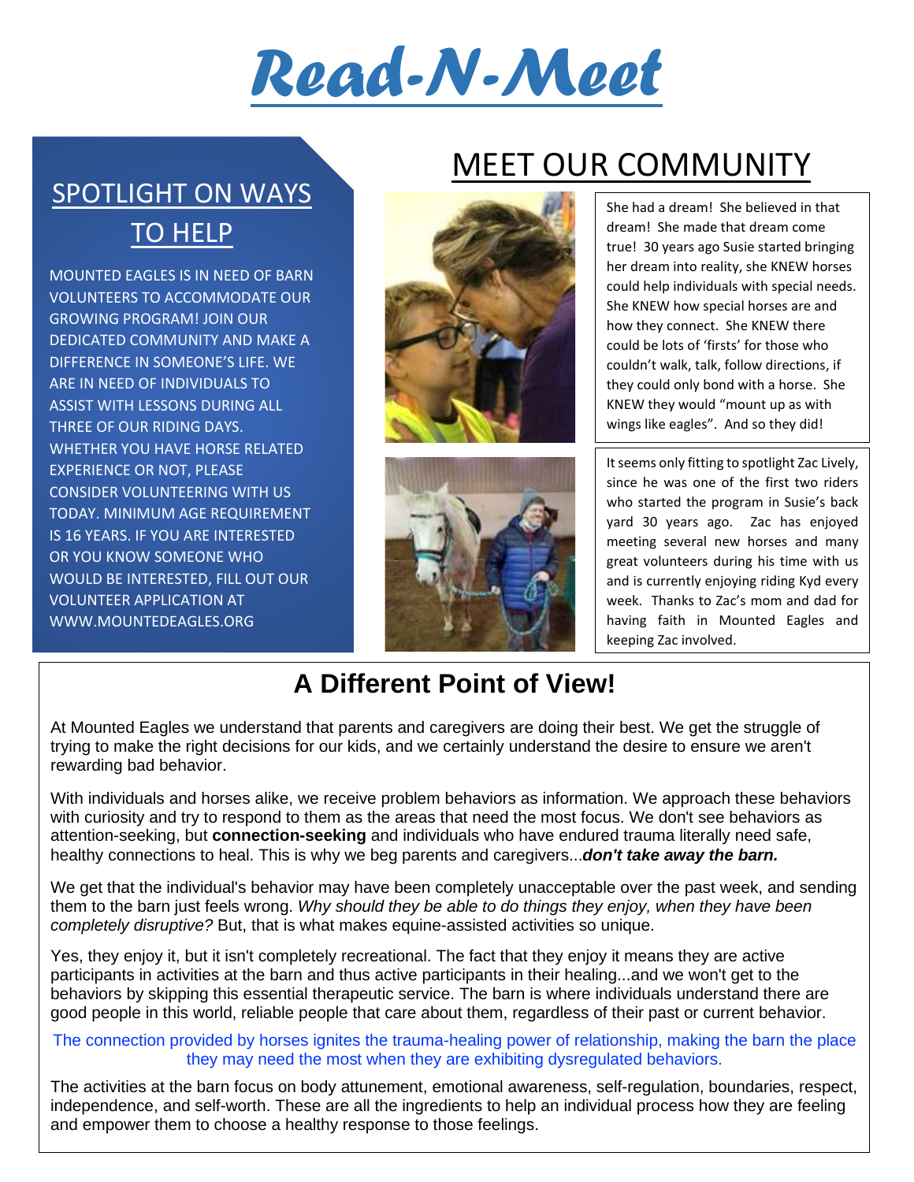# Read-N-Meet

## SPOTLIGHT ON WAYS TO HELP

MOUNTED EAGLES IS IN NEED OF BARN VOLUNTEERS TO ACCOMMODATE OUR GROWING PROGRAM! JOIN OUR DEDICATED COMMUNITY AND MAKE A DIFFERENCE IN SOMEONE'S LIFE. WE ARE IN NEED OF INDIVIDUALS TO ASSIST WITH LESSONS DURING ALL THREE OF OUR RIDING DAYS. WHETHER YOU HAVE HORSE RELATED EXPERIENCE OR NOT, PLEASE CONSIDER VOLUNTEERING WITH US TODAY. MINIMUM AGE REQUIREMENT IS 16 YEARS. IF YOU ARE INTERESTED OR YOU KNOW SOMEONE WHO WOULD BE INTERESTED, FILL OUT OUR VOLUNTEER APPLICATION AT WWW.MOUNTEDEAGLES.ORG

## MEET OUR COMMUNITY

She had a dream! She believed in that dream! She made that dream come true! 30 years ago Susie started bringing her dream into reality, she KNEW horses could help individuals with special needs. She KNEW how special horses are and how they connect. She KNEW there could be lots of 'firsts' for those who couldn't walk, talk, follow directions, if they could only bond with a horse. She KNEW they would "mount up as with wings like eagles". And so they did!

It seems only fitting to spotlight Zac Lively, since he was one of the first two riders who started the program in Susie's back yard 30 years ago. Zac has enjoyed meeting several new horses and many great volunteers during his time with us and is currently enjoying riding Kyd every week. Thanks to Zac's mom and dad for having faith in Mounted Eagles and keeping Zac involved.

## A Different Point of View!

At Mounted Eagles we understand that parents and caregivers are doing their best. We get the struggle of trying to make the right decisions for our kids, and we certainly understand the desire to ensure we aren't rewarding bad behavior.

With individuals and horses alike, we receive problem behaviors as information. We approach these behaviors with curiosity and try to respond to them as the areas that need the most focus. We don't see behaviors as attention-seeking, but **connection-seeking** and individuals who have endured trauma literally need safe, healthy connections to heal. This is why we beg parents and caregivers...***don't take away the barn.***

We get that the individual's behavior may have been completely unacceptable over the past week, and sending them to the barn just feels wrong. *Why should they be able to do things they enjoy, when they have been completely disruptive?* But, that is what makes equine-assisted activities so unique.

Yes, they enjoy it, but it isn't completely recreational. The fact that they enjoy it means they are active participants in activities at the barn and thus active participants in their healing...and we won't get to the behaviors by skipping this essential therapeutic service. The barn is where individuals understand there are good people in this world, reliable people that care about them, regardless of their past or current behavior.

The connection provided by horses ignites the trauma-healing power of relationship, making the barn the place they may need the most when they are exhibiting dysregulated behaviors.

The activities at the barn focus on body attunement, emotional awareness, self-regulation, boundaries, respect, independence, and self-worth. These are all the ingredients to help an individual process how they are feeling and empower them to choose a healthy response to those feelings.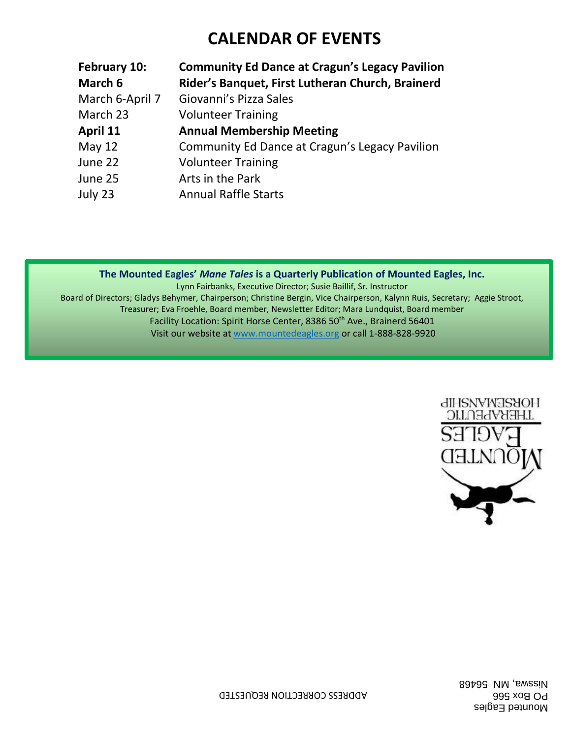# CALENDAR OF EVENTS

| | |
|---|---|
| **February 10:** | **Community Ed Dance at Cragun's Legacy Pavilion** |
| **March 6** | **Rider's Banquet, First Lutheran Church, Brainerd** |
| March 6-April 7 | Giovanni's Pizza Sales |
| March 23 | Volunteer Training |
| **April 11** | **Annual Membership Meeting** |
| May 12 | Community Ed Dance at Cragun's Legacy Pavilion |
| June 22 | Volunteer Training |
| June 25 | Arts in the Park |
| July 23 | Annual Raffle Starts |

**The Mounted Eagles' *Mane Tales* is a Quarterly Publication of Mounted Eagles, Inc.**

Lynn Fairbanks, Executive Director; Susie Baillif, Sr. Instructor

Board of Directors; Gladys Behymer, Chairperson; Christine Bergin, Vice Chairperson, Kalynn Ruis, Secretary; Aggie Stroot, Treasurer; Eva Froehle, Board member, Newsletter Editor; Mara Lundquist, Board member

Facility Location: Spirit Horse Center, 8386 50th Ave., Brainerd 56401

Visit our website at www.mountedeagles.org or call 1-888-828-9920

MOUNTED EAGLES
THERAPEUTIC HORSEMANSHIP

Mounted Eagles
PO Box 566
Nisswa, MN 56468

ADDRESS CORRECTION REQUESTED